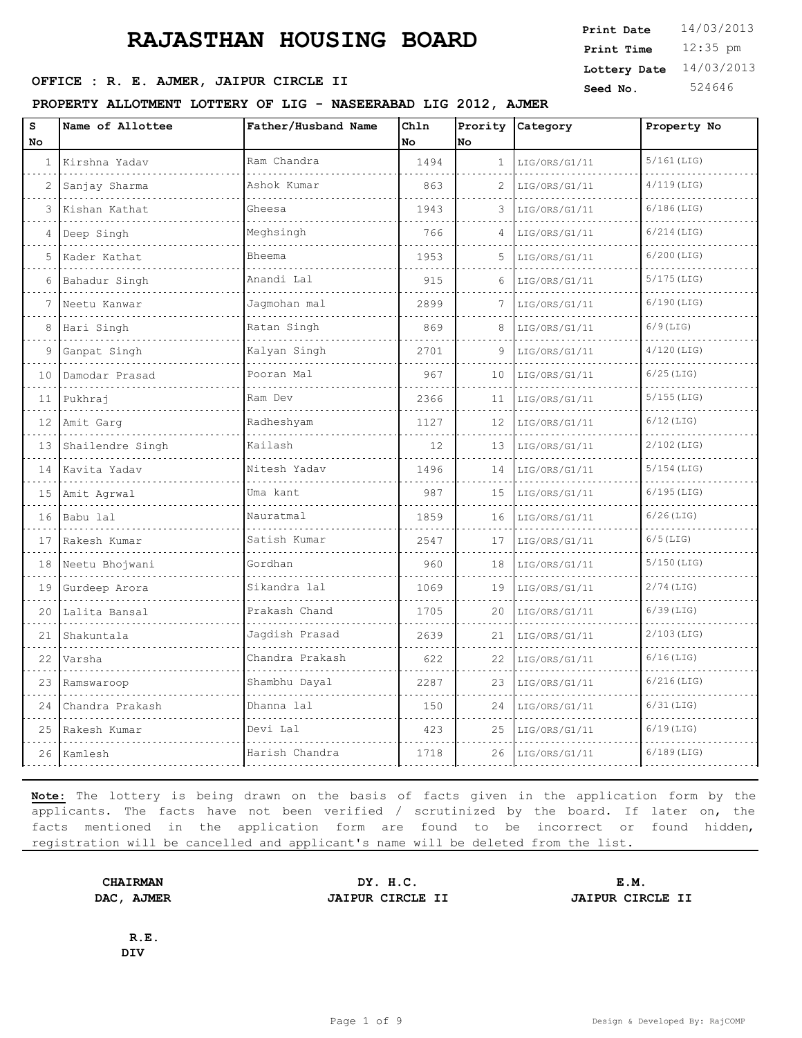# RAJASTHAN HOUSING BOARD

**Print Date** 14/03/2013
**Print Time** 12:35 pm
**Lottery Date** 14/03/2013
**Seed No.** 524646

**OFFICE : R. E. AJMER, JAIPUR CIRCLE II**

**PROPERTY ALLOTMENT LOTTERY OF LIG - NASEERABAD LIG 2012, AJMER**

| S No | Name of Allottee | Father/Husband Name | Chln No | Prority No | Category | Property No |
|---|---|---|---|---|---|---|
| 1 | Kirshna Yadav | Ram Chandra | 1494 | 1 | LIG/ORS/G1/11 | 5/161(LIG) |
| 2 | Sanjay Sharma | Ashok Kumar | 863 | 2 | LIG/ORS/G1/11 | 4/119(LIG) |
| 3 | Kishan Kathat | Gheesa | 1943 | 3 | LIG/ORS/G1/11 | 6/186(LIG) |
| 4 | Deep Singh | Meghsingh | 766 | 4 | LIG/ORS/G1/11 | 6/214(LIG) |
| 5 | Kader Kathat | Bheema | 1953 | 5 | LIG/ORS/G1/11 | 6/200(LIG) |
| 6 | Bahadur Singh | Anandi Lal | 915 | 6 | LIG/ORS/G1/11 | 5/175(LIG) |
| 7 | Neetu Kanwar | Jagmohan mal | 2899 | 7 | LIG/ORS/G1/11 | 6/190(LIG) |
| 8 | Hari Singh | Ratan Singh | 869 | 8 | LIG/ORS/G1/11 | 6/9(LIG) |
| 9 | Ganpat Singh | Kalyan Singh | 2701 | 9 | LIG/ORS/G1/11 | 4/120(LIG) |
| 10 | Damodar Prasad | Pooran Mal | 967 | 10 | LIG/ORS/G1/11 | 6/25(LIG) |
| 11 | Pukhraj | Ram Dev | 2366 | 11 | LIG/ORS/G1/11 | 5/155(LIG) |
| 12 | Amit Garg | Radheshyam | 1127 | 12 | LIG/ORS/G1/11 | 6/12(LIG) |
| 13 | Shailendre Singh | Kailash | 12 | 13 | LIG/ORS/G1/11 | 2/102(LIG) |
| 14 | Kavita Yadav | Nitesh Yadav | 1496 | 14 | LIG/ORS/G1/11 | 5/154(LIG) |
| 15 | Amit Agrwal | Uma kant | 987 | 15 | LIG/ORS/G1/11 | 6/195(LIG) |
| 16 | Babu lal | Nauratmal | 1859 | 16 | LIG/ORS/G1/11 | 6/26(LIG) |
| 17 | Rakesh Kumar | Satish Kumar | 2547 | 17 | LIG/ORS/G1/11 | 6/5(LIG) |
| 18 | Neetu Bhojwani | Gordhan | 960 | 18 | LIG/ORS/G1/11 | 5/150(LIG) |
| 19 | Gurdeep Arora | Sikandra lal | 1069 | 19 | LIG/ORS/G1/11 | 2/74(LIG) |
| 20 | Lalita Bansal | Prakash Chand | 1705 | 20 | LIG/ORS/G1/11 | 6/39(LIG) |
| 21 | Shakuntala | Jagdish Prasad | 2639 | 21 | LIG/ORS/G1/11 | 2/103(LIG) |
| 22 | Varsha | Chandra Prakash | 622 | 22 | LIG/ORS/G1/11 | 6/16(LIG) |
| 23 | Ramswaroop | Shambhu Dayal | 2287 | 23 | LIG/ORS/G1/11 | 6/216(LIG) |
| 24 | Chandra Prakash | Dhanna lal | 150 | 24 | LIG/ORS/G1/11 | 6/31(LIG) |
| 25 | Rakesh Kumar | Devi Lal | 423 | 25 | LIG/ORS/G1/11 | 6/19(LIG) |
| 26 | Kamlesh | Harish Chandra | 1718 | 26 | LIG/ORS/G1/11 | 6/189(LIG) |

**Note:** The lottery is being drawn on the basis of facts given in the application form by the applicants. The facts have not been verified / scrutinized by the board. If later on, the facts mentioned in the application form are found to be incorrect or found hidden, registration will be cancelled and applicant's name will be deleted from the list.

**CHAIRMAN**
**DAC, AJMER**

**DY. H.C.**
**JAIPUR CIRCLE II**

**E.M.**
**JAIPUR CIRCLE II**

**R.E.**
**DIV**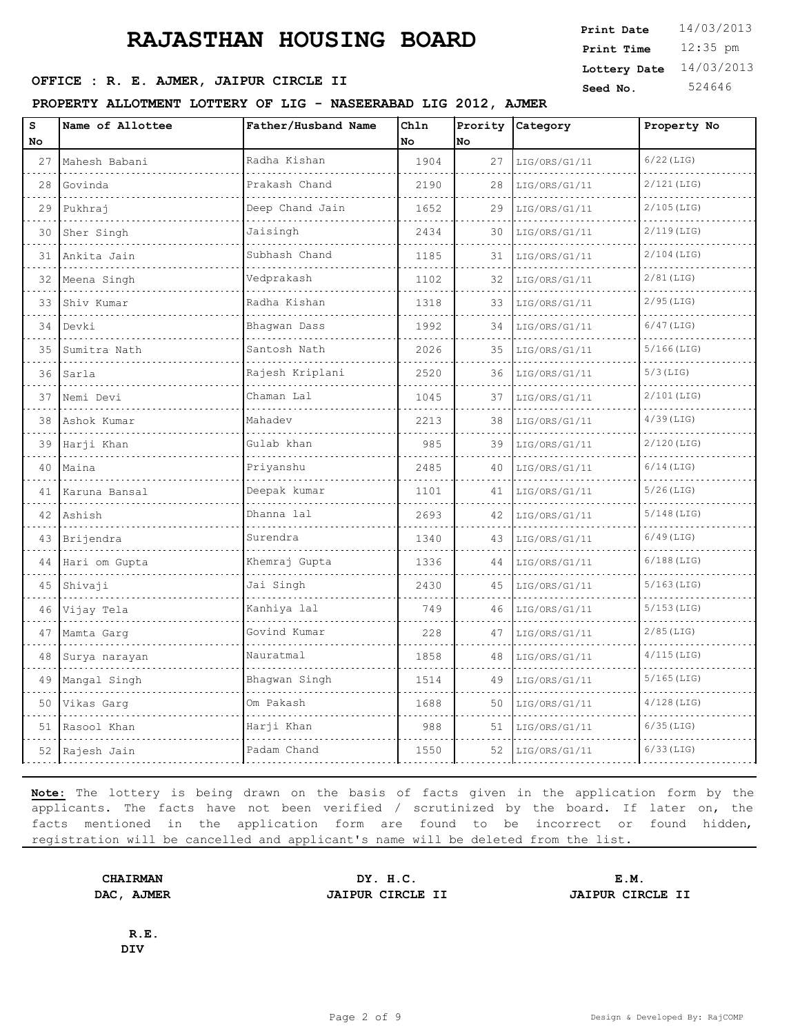# RAJASTHAN HOUSING BOARD

**Print Date** 14/03/2013
**Print Time** 12:35 pm
**Lottery Date** 14/03/2013
**Seed No.** 524646

**OFFICE : R. E. AJMER, JAIPUR CIRCLE II**

**PROPERTY ALLOTMENT LOTTERY OF LIG - NASEERABAD LIG 2012, AJMER**

| S No | Name of Allottee | Father/Husband Name | Chln No | Prority No | Category | Property No |
|---|---|---|---|---|---|---|
| 27 | Mahesh Babani | Radha Kishan | 1904 | 27 | LIG/ORS/G1/11 | 6/22(LIG) |
| 28 | Govinda | Prakash Chand | 2190 | 28 | LIG/ORS/G1/11 | 2/121(LIG) |
| 29 | Pukhraj | Deep Chand Jain | 1652 | 29 | LIG/ORS/G1/11 | 2/105(LIG) |
| 30 | Sher Singh | Jaisingh | 2434 | 30 | LIG/ORS/G1/11 | 2/119(LIG) |
| 31 | Ankita Jain | Subhash Chand | 1185 | 31 | LIG/ORS/G1/11 | 2/104(LIG) |
| 32 | Meena Singh | Vedprakash | 1102 | 32 | LIG/ORS/G1/11 | 2/81(LIG) |
| 33 | Shiv Kumar | Radha Kishan | 1318 | 33 | LIG/ORS/G1/11 | 2/95(LIG) |
| 34 | Devki | Bhagwan Dass | 1992 | 34 | LIG/ORS/G1/11 | 6/47(LIG) |
| 35 | Sumitra Nath | Santosh Nath | 2026 | 35 | LIG/ORS/G1/11 | 5/166(LIG) |
| 36 | Sarla | Rajesh Kriplani | 2520 | 36 | LIG/ORS/G1/11 | 5/3(LIG) |
| 37 | Nemi Devi | Chaman Lal | 1045 | 37 | LIG/ORS/G1/11 | 2/101(LIG) |
| 38 | Ashok Kumar | Mahadev | 2213 | 38 | LIG/ORS/G1/11 | 4/39(LIG) |
| 39 | Harji Khan | Gulab khan | 985 | 39 | LIG/ORS/G1/11 | 2/120(LIG) |
| 40 | Maina | Priyanshu | 2485 | 40 | LIG/ORS/G1/11 | 6/14(LIG) |
| 41 | Karuna Bansal | Deepak kumar | 1101 | 41 | LIG/ORS/G1/11 | 5/26(LIG) |
| 42 | Ashish | Dhanna lal | 2693 | 42 | LIG/ORS/G1/11 | 5/148(LIG) |
| 43 | Brijendra | Surendra | 1340 | 43 | LIG/ORS/G1/11 | 6/49(LIG) |
| 44 | Hari om Gupta | Khemraj Gupta | 1336 | 44 | LIG/ORS/G1/11 | 6/188(LIG) |
| 45 | Shivaji | Jai Singh | 2430 | 45 | LIG/ORS/G1/11 | 5/163(LIG) |
| 46 | Vijay Tela | Kanhiya lal | 749 | 46 | LIG/ORS/G1/11 | 5/153(LIG) |
| 47 | Mamta Garg | Govind Kumar | 228 | 47 | LIG/ORS/G1/11 | 2/85(LIG) |
| 48 | Surya narayan | Nauratmal | 1858 | 48 | LIG/ORS/G1/11 | 4/115(LIG) |
| 49 | Mangal Singh | Bhagwan Singh | 1514 | 49 | LIG/ORS/G1/11 | 5/165(LIG) |
| 50 | Vikas Garg | Om Pakash | 1688 | 50 | LIG/ORS/G1/11 | 4/128(LIG) |
| 51 | Rasool Khan | Harji Khan | 988 | 51 | LIG/ORS/G1/11 | 6/35(LIG) |
| 52 | Rajesh Jain | Padam Chand | 1550 | 52 | LIG/ORS/G1/11 | 6/33(LIG) |

**Note:** The lottery is being drawn on the basis of facts given in the application form by the applicants. The facts have not been verified / scrutinized by the board. If later on, the facts mentioned in the application form are found to be incorrect or found hidden, registration will be cancelled and applicant's name will be deleted from the list.

**CHAIRMAN**
**DAC, AJMER**

**DY. H.C.**
**JAIPUR CIRCLE II**

**E.M.**
**JAIPUR CIRCLE II**

**R.E.**
**DIV**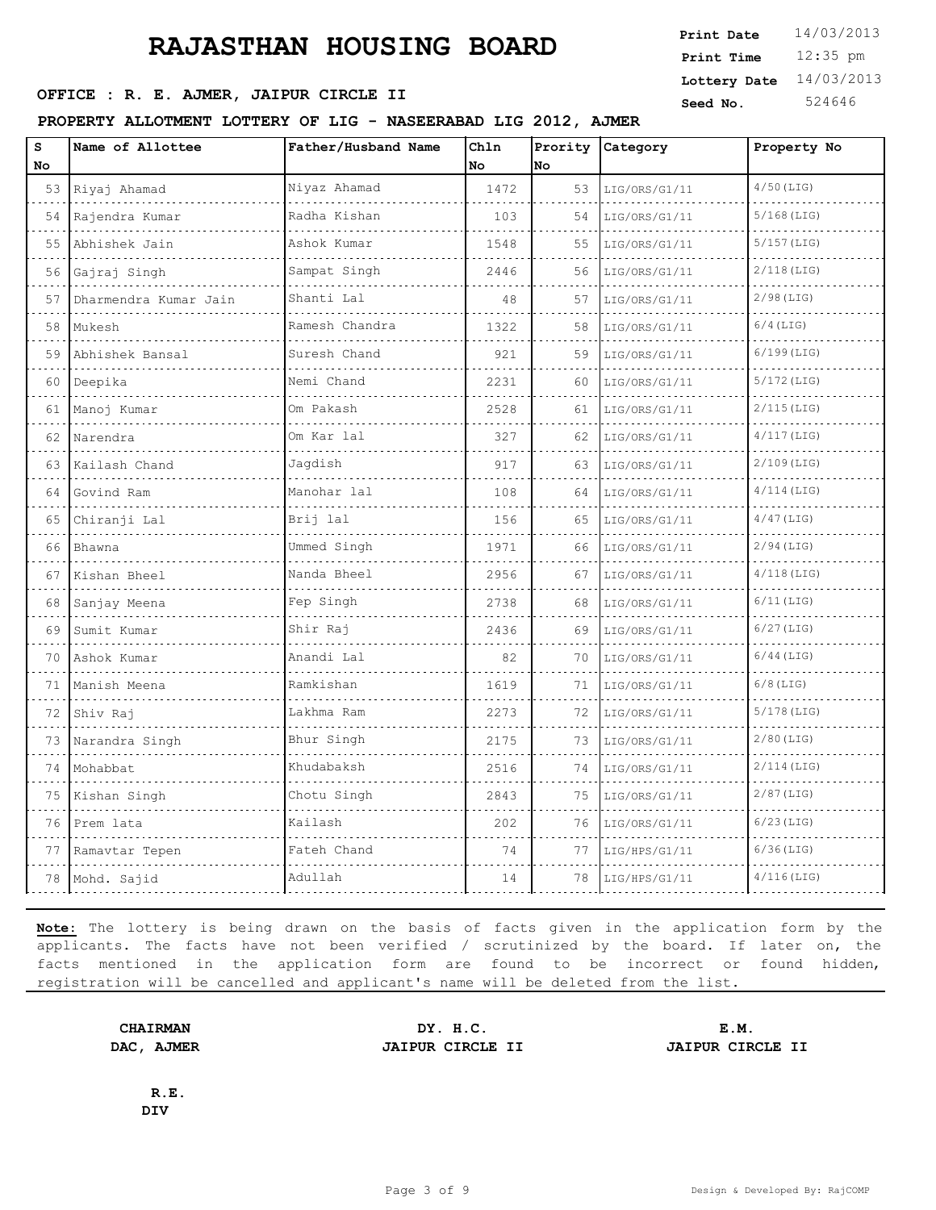# RAJASTHAN HOUSING BOARD

**Print Date** 14/03/2013
**Print Time** 12:35 pm
**Lottery Date** 14/03/2013
**Seed No.** 524646

**OFFICE : R. E. AJMER, JAIPUR CIRCLE II**

**PROPERTY ALLOTMENT LOTTERY OF LIG - NASEERABAD LIG 2012, AJMER**

| S No | Name of Allottee | Father/Husband Name | Chln No | Prority No | Category | Property No |
|---|---|---|---|---|---|---|
| 53 | Riyaj Ahamad | Niyaz Ahamad | 1472 | 53 | LIG/ORS/G1/11 | 4/50(LIG) |
| 54 | Rajendra Kumar | Radha Kishan | 103 | 54 | LIG/ORS/G1/11 | 5/168(LIG) |
| 55 | Abhishek Jain | Ashok Kumar | 1548 | 55 | LIG/ORS/G1/11 | 5/157(LIG) |
| 56 | Gajraj Singh | Sampat Singh | 2446 | 56 | LIG/ORS/G1/11 | 2/118(LIG) |
| 57 | Dharmendra Kumar Jain | Shanti Lal | 48 | 57 | LIG/ORS/G1/11 | 2/98(LIG) |
| 58 | Mukesh | Ramesh Chandra | 1322 | 58 | LIG/ORS/G1/11 | 6/4(LIG) |
| 59 | Abhishek Bansal | Suresh Chand | 921 | 59 | LIG/ORS/G1/11 | 6/199(LIG) |
| 60 | Deepika | Nemi Chand | 2231 | 60 | LIG/ORS/G1/11 | 5/172(LIG) |
| 61 | Manoj Kumar | Om Pakash | 2528 | 61 | LIG/ORS/G1/11 | 2/115(LIG) |
| 62 | Narendra | Om Kar lal | 327 | 62 | LIG/ORS/G1/11 | 4/117(LIG) |
| 63 | Kailash Chand | Jagdish | 917 | 63 | LIG/ORS/G1/11 | 2/109(LIG) |
| 64 | Govind Ram | Manohar lal | 108 | 64 | LIG/ORS/G1/11 | 4/114(LIG) |
| 65 | Chiranji Lal | Brij lal | 156 | 65 | LIG/ORS/G1/11 | 4/47(LIG) |
| 66 | Bhawna | Ummed Singh | 1971 | 66 | LIG/ORS/G1/11 | 2/94(LIG) |
| 67 | Kishan Bheel | Nanda Bheel | 2956 | 67 | LIG/ORS/G1/11 | 4/118(LIG) |
| 68 | Sanjay Meena | Fep Singh | 2738 | 68 | LIG/ORS/G1/11 | 6/11(LIG) |
| 69 | Sumit Kumar | Shir Raj | 2436 | 69 | LIG/ORS/G1/11 | 6/27(LIG) |
| 70 | Ashok Kumar | Anandi Lal | 82 | 70 | LIG/ORS/G1/11 | 6/44(LIG) |
| 71 | Manish Meena | Ramkishan | 1619 | 71 | LIG/ORS/G1/11 | 6/8(LIG) |
| 72 | Shiv Raj | Lakhma Ram | 2273 | 72 | LIG/ORS/G1/11 | 5/178(LIG) |
| 73 | Narandra Singh | Bhur Singh | 2175 | 73 | LIG/ORS/G1/11 | 2/80(LIG) |
| 74 | Mohabbat | Khudabaksh | 2516 | 74 | LIG/ORS/G1/11 | 2/114(LIG) |
| 75 | Kishan Singh | Chotu Singh | 2843 | 75 | LIG/ORS/G1/11 | 2/87(LIG) |
| 76 | Prem lata | Kailash | 202 | 76 | LIG/ORS/G1/11 | 6/23(LIG) |
| 77 | Ramavtar Tepen | Fateh Chand | 74 | 77 | LIG/HPS/G1/11 | 6/36(LIG) |
| 78 | Mohd. Sajid | Adullah | 14 | 78 | LIG/HPS/G1/11 | 4/116(LIG) |

**Note:** The lottery is being drawn on the basis of facts given in the application form by the applicants. The facts have not been verified / scrutinized by the board. If later on, the facts mentioned in the application form are found to be incorrect or found hidden, registration will be cancelled and applicant's name will be deleted from the list.

**CHAIRMAN**
**DAC, AJMER**

**DY. H.C.**
**JAIPUR CIRCLE II**

**E.M.**
**JAIPUR CIRCLE II**

**R.E.**
**DIV**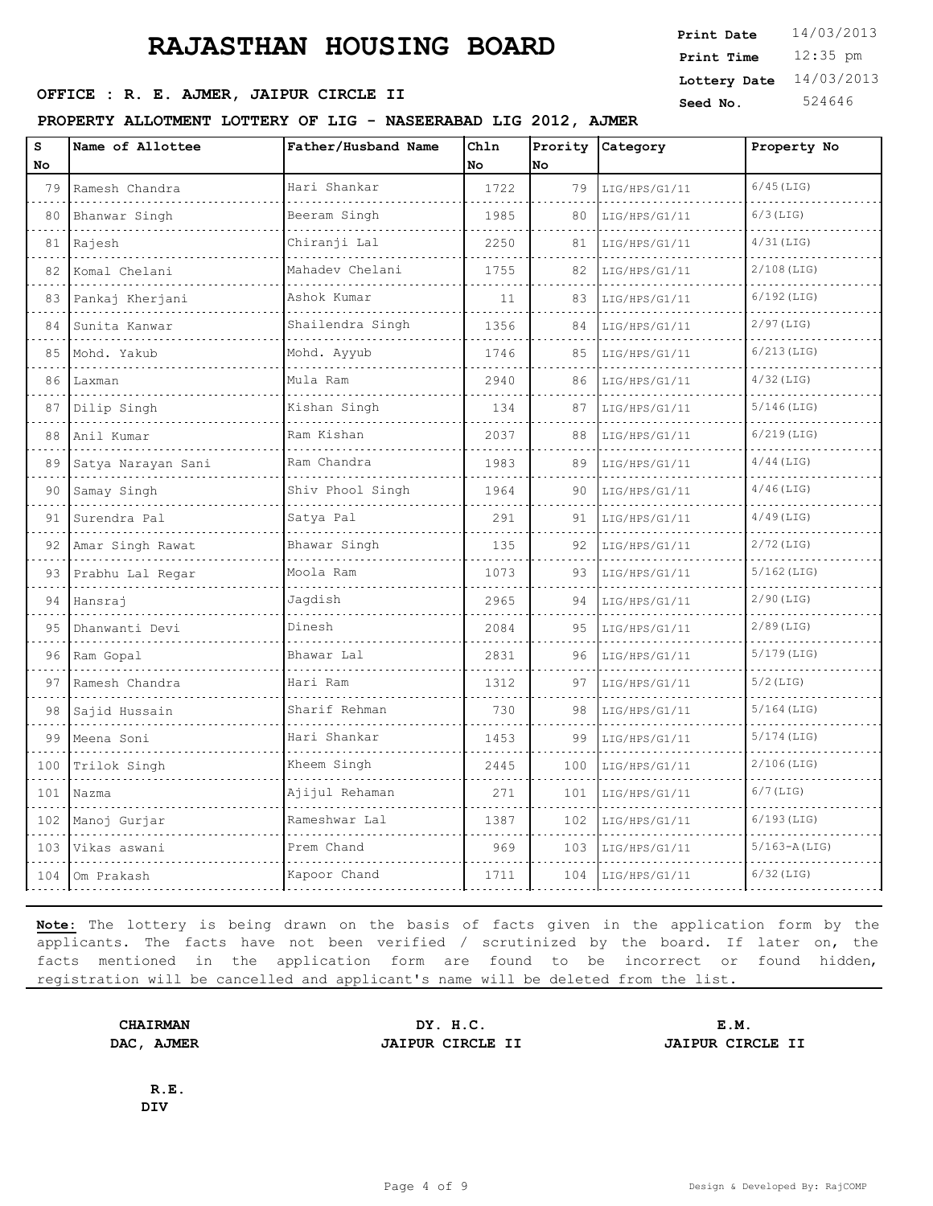# RAJASTHAN HOUSING BOARD

**Print Date** 14/03/2013
**Print Time** 12:35 pm
**Lottery Date** 14/03/2013
**Seed No.** 524646

**OFFICE : R. E. AJMER, JAIPUR CIRCLE II**

**PROPERTY ALLOTMENT LOTTERY OF LIG - NASEERABAD LIG 2012, AJMER**

| S No | Name of Allottee | Father/Husband Name | Chln No | Prority No | Category | Property No |
|---|---|---|---|---|---|---|
| 79 | Ramesh Chandra | Hari Shankar | 1722 | 79 | LIG/HPS/G1/11 | 6/45(LIG) |
| 80 | Bhanwar Singh | Beeram Singh | 1985 | 80 | LIG/HPS/G1/11 | 6/3(LIG) |
| 81 | Rajesh | Chiranji Lal | 2250 | 81 | LIG/HPS/G1/11 | 4/31(LIG) |
| 82 | Komal Chelani | Mahadev Chelani | 1755 | 82 | LIG/HPS/G1/11 | 2/108(LIG) |
| 83 | Pankaj Kherjani | Ashok Kumar | 11 | 83 | LIG/HPS/G1/11 | 6/192(LIG) |
| 84 | Sunita Kanwar | Shailendra Singh | 1356 | 84 | LIG/HPS/G1/11 | 2/97(LIG) |
| 85 | Mohd. Yakub | Mohd. Ayyub | 1746 | 85 | LIG/HPS/G1/11 | 6/213(LIG) |
| 86 | Laxman | Mula Ram | 2940 | 86 | LIG/HPS/G1/11 | 4/32(LIG) |
| 87 | Dilip Singh | Kishan Singh | 134 | 87 | LIG/HPS/G1/11 | 5/146(LIG) |
| 88 | Anil Kumar | Ram Kishan | 2037 | 88 | LIG/HPS/G1/11 | 6/219(LIG) |
| 89 | Satya Narayan Sani | Ram Chandra | 1983 | 89 | LIG/HPS/G1/11 | 4/44(LIG) |
| 90 | Samay Singh | Shiv Phool Singh | 1964 | 90 | LIG/HPS/G1/11 | 4/46(LIG) |
| 91 | Surendra Pal | Satya Pal | 291 | 91 | LIG/HPS/G1/11 | 4/49(LIG) |
| 92 | Amar Singh Rawat | Bhawar Singh | 135 | 92 | LIG/HPS/G1/11 | 2/72(LIG) |
| 93 | Prabhu Lal Regar | Moola Ram | 1073 | 93 | LIG/HPS/G1/11 | 5/162(LIG) |
| 94 | Hansraj | Jagdish | 2965 | 94 | LIG/HPS/G1/11 | 2/90(LIG) |
| 95 | Dhanwanti Devi | Dinesh | 2084 | 95 | LIG/HPS/G1/11 | 2/89(LIG) |
| 96 | Ram Gopal | Bhawar Lal | 2831 | 96 | LIG/HPS/G1/11 | 5/179(LIG) |
| 97 | Ramesh Chandra | Hari Ram | 1312 | 97 | LIG/HPS/G1/11 | 5/2(LIG) |
| 98 | Sajid Hussain | Sharif Rehman | 730 | 98 | LIG/HPS/G1/11 | 5/164(LIG) |
| 99 | Meena Soni | Hari Shankar | 1453 | 99 | LIG/HPS/G1/11 | 5/174(LIG) |
| 100 | Trilok Singh | Kheem Singh | 2445 | 100 | LIG/HPS/G1/11 | 2/106(LIG) |
| 101 | Nazma | Ajijul Rehaman | 271 | 101 | LIG/HPS/G1/11 | 6/7(LIG) |
| 102 | Manoj Gurjar | Rameshwar Lal | 1387 | 102 | LIG/HPS/G1/11 | 6/193(LIG) |
| 103 | Vikas aswani | Prem Chand | 969 | 103 | LIG/HPS/G1/11 | 5/163-A(LIG) |
| 104 | Om Prakash | Kapoor Chand | 1711 | 104 | LIG/HPS/G1/11 | 6/32(LIG) |

**Note:** The lottery is being drawn on the basis of facts given in the application form by the applicants. The facts have not been verified / scrutinized by the board. If later on, the facts mentioned in the application form are found to be incorrect or found hidden, registration will be cancelled and applicant's name will be deleted from the list.

**CHAIRMAN**
**DAC, AJMER**

**DY. H.C.**
**JAIPUR CIRCLE II**

**E.M.**
**JAIPUR CIRCLE II**

**R.E.**
**DIV**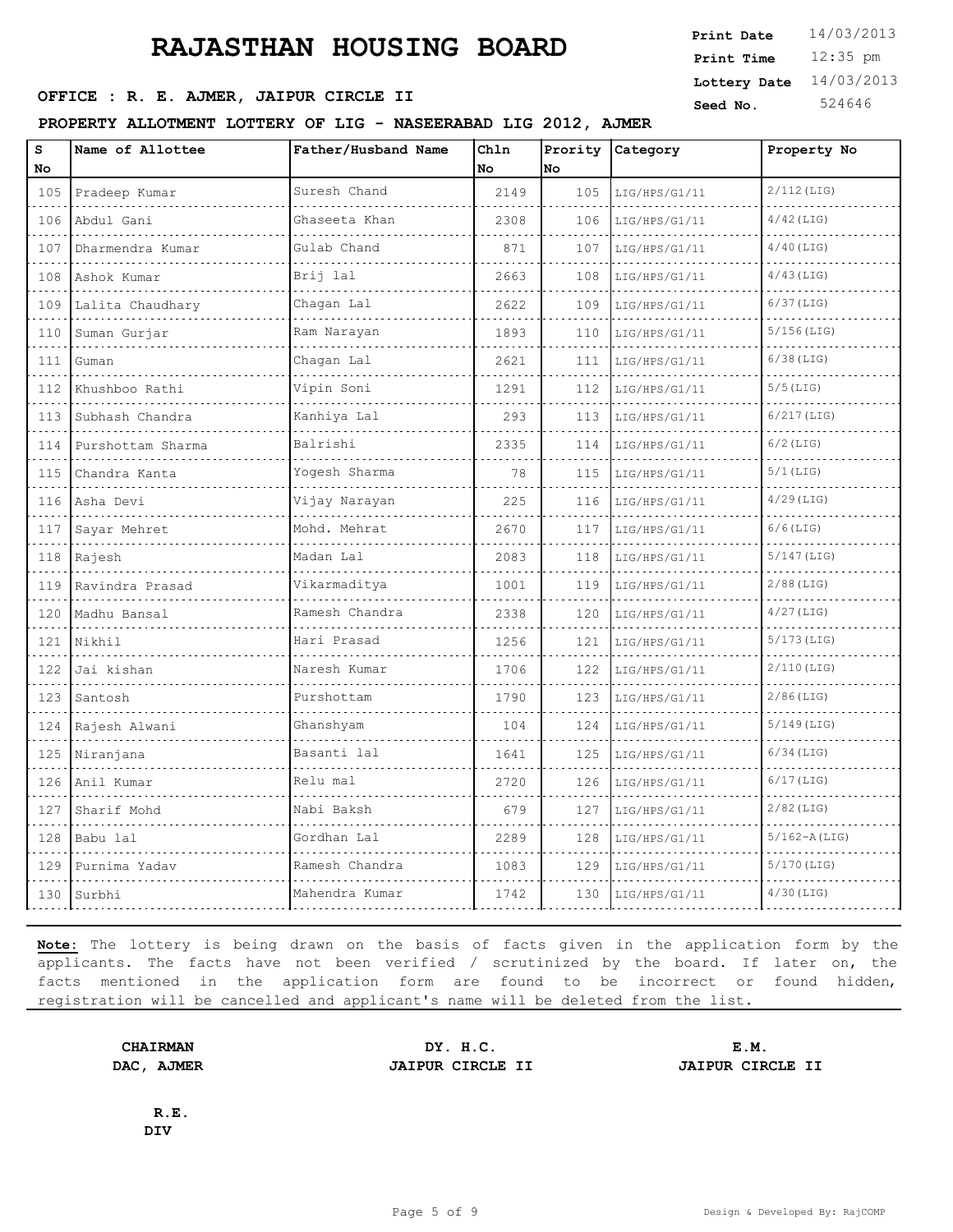# RAJASTHAN HOUSING BOARD

**Print Date** 14/03/2013
**Print Time** 12:35 pm
**Lottery Date** 14/03/2013
**Seed No.** 524646

**OFFICE : R. E. AJMER, JAIPUR CIRCLE II**

**PROPERTY ALLOTMENT LOTTERY OF LIG - NASEERABAD LIG 2012, AJMER**

| S No | Name of Allottee | Father/Husband Name | Chln No | Prority No | Category | Property No |
|---|---|---|---|---|---|---|
| 105 | Pradeep Kumar | Suresh Chand | 2149 | 105 | LIG/HPS/G1/11 | 2/112(LIG) |
| 106 | Abdul Gani | Ghaseeta Khan | 2308 | 106 | LIG/HPS/G1/11 | 4/42(LIG) |
| 107 | Dharmendra Kumar | Gulab Chand | 871 | 107 | LIG/HPS/G1/11 | 4/40(LIG) |
| 108 | Ashok Kumar | Brij lal | 2663 | 108 | LIG/HPS/G1/11 | 4/43(LIG) |
| 109 | Lalita Chaudhary | Chagan Lal | 2622 | 109 | LIG/HPS/G1/11 | 6/37(LIG) |
| 110 | Suman Gurjar | Ram Narayan | 1893 | 110 | LIG/HPS/G1/11 | 5/156(LIG) |
| 111 | Guman | Chagan Lal | 2621 | 111 | LIG/HPS/G1/11 | 6/38(LIG) |
| 112 | Khushboo Rathi | Vipin Soni | 1291 | 112 | LIG/HPS/G1/11 | 5/5(LIG) |
| 113 | Subhash Chandra | Kanhiya Lal | 293 | 113 | LIG/HPS/G1/11 | 6/217(LIG) |
| 114 | Purshottam Sharma | Balrishi | 2335 | 114 | LIG/HPS/G1/11 | 6/2(LIG) |
| 115 | Chandra Kanta | Yogesh Sharma | 78 | 115 | LIG/HPS/G1/11 | 5/1(LIG) |
| 116 | Asha Devi | Vijay Narayan | 225 | 116 | LIG/HPS/G1/11 | 4/29(LIG) |
| 117 | Sayar Mehret | Mohd. Mehrat | 2670 | 117 | LIG/HPS/G1/11 | 6/6(LIG) |
| 118 | Rajesh | Madan Lal | 2083 | 118 | LIG/HPS/G1/11 | 5/147(LIG) |
| 119 | Ravindra Prasad | Vikarmaditya | 1001 | 119 | LIG/HPS/G1/11 | 2/88(LIG) |
| 120 | Madhu Bansal | Ramesh Chandra | 2338 | 120 | LIG/HPS/G1/11 | 4/27(LIG) |
| 121 | Nikhil | Hari Prasad | 1256 | 121 | LIG/HPS/G1/11 | 5/173(LIG) |
| 122 | Jai kishan | Naresh Kumar | 1706 | 122 | LIG/HPS/G1/11 | 2/110(LIG) |
| 123 | Santosh | Purshottam | 1790 | 123 | LIG/HPS/G1/11 | 2/86(LIG) |
| 124 | Rajesh Alwani | Ghanshyam | 104 | 124 | LIG/HPS/G1/11 | 5/149(LIG) |
| 125 | Niranjana | Basanti lal | 1641 | 125 | LIG/HPS/G1/11 | 6/34(LIG) |
| 126 | Anil Kumar | Relu mal | 2720 | 126 | LIG/HPS/G1/11 | 6/17(LIG) |
| 127 | Sharif Mohd | Nabi Baksh | 679 | 127 | LIG/HPS/G1/11 | 2/82(LIG) |
| 128 | Babu lal | Gordhan Lal | 2289 | 128 | LIG/HPS/G1/11 | 5/162-A(LIG) |
| 129 | Purnima Yadav | Ramesh Chandra | 1083 | 129 | LIG/HPS/G1/11 | 5/170(LIG) |
| 130 | Surbhi | Mahendra Kumar | 1742 | 130 | LIG/HPS/G1/11 | 4/30(LIG) |

**Note:** The lottery is being drawn on the basis of facts given in the application form by the applicants. The facts have not been verified / scrutinized by the board. If later on, the facts mentioned in the application form are found to be incorrect or found hidden, registration will be cancelled and applicant's name will be deleted from the list.

**CHAIRMAN**
**DAC, AJMER**

**DY. H.C.**
**JAIPUR CIRCLE II**

**E.M.**
**JAIPUR CIRCLE II**

**R.E.**
**DIV**

Design & Developed By: RajCOMP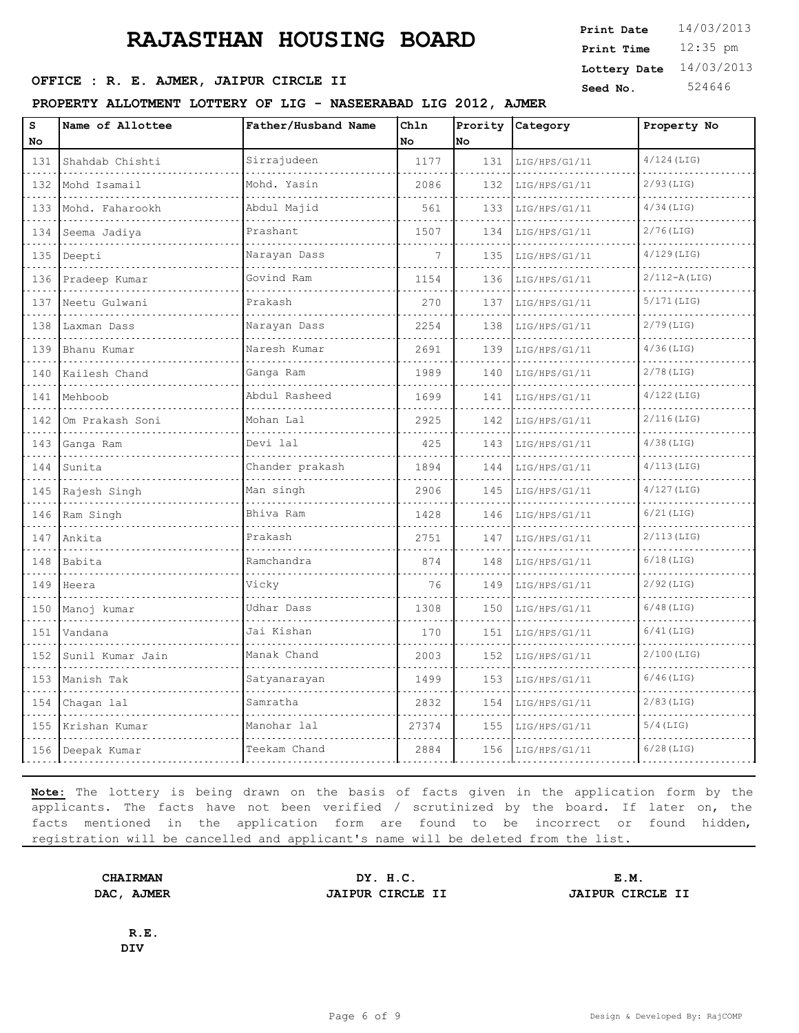# RAJASTHAN HOUSING BOARD

**Print Date** 14/03/2013
**Print Time** 12:35 pm
**Lottery Date** 14/03/2013
**Seed No.** 524646

**OFFICE : R. E. AJMER, JAIPUR CIRCLE II**

**PROPERTY ALLOTMENT LOTTERY OF LIG - NASEERABAD LIG 2012, AJMER**

| S No | Name of Allottee | Father/Husband Name | Chln No | Prority No | Category | Property No |
|---|---|---|---|---|---|---|
| 131 | Shahdab Chishti | Sirrajudeen | 1177 | 131 | LIG/HPS/G1/11 | 4/124(LIG) |
| 132 | Mohd Isamail | Mohd. Yasin | 2086 | 132 | LIG/HPS/G1/11 | 2/93(LIG) |
| 133 | Mohd. Faharookh | Abdul Majid | 561 | 133 | LIG/HPS/G1/11 | 4/34(LIG) |
| 134 | Seema Jadiya | Prashant | 1507 | 134 | LIG/HPS/G1/11 | 2/76(LIG) |
| 135 | Deepti | Narayan Dass | 7 | 135 | LIG/HPS/G1/11 | 4/129(LIG) |
| 136 | Pradeep Kumar | Govind Ram | 1154 | 136 | LIG/HPS/G1/11 | 2/112-A(LIG) |
| 137 | Neetu Gulwani | Prakash | 270 | 137 | LIG/HPS/G1/11 | 5/171(LIG) |
| 138 | Laxman Dass | Narayan Dass | 2254 | 138 | LIG/HPS/G1/11 | 2/79(LIG) |
| 139 | Bhanu Kumar | Naresh Kumar | 2691 | 139 | LIG/HPS/G1/11 | 4/36(LIG) |
| 140 | Kailesh Chand | Ganga Ram | 1989 | 140 | LIG/HPS/G1/11 | 2/78(LIG) |
| 141 | Mehboob | Abdul Rasheed | 1699 | 141 | LIG/HPS/G1/11 | 4/122(LIG) |
| 142 | Om Prakash Soni | Mohan Lal | 2925 | 142 | LIG/HPS/G1/11 | 2/116(LIG) |
| 143 | Ganga Ram | Devi lal | 425 | 143 | LIG/HPS/G1/11 | 4/38(LIG) |
| 144 | Sunita | Chander prakash | 1894 | 144 | LIG/HPS/G1/11 | 4/113(LIG) |
| 145 | Rajesh Singh | Man singh | 2906 | 145 | LIG/HPS/G1/11 | 4/127(LIG) |
| 146 | Ram Singh | Bhiva Ram | 1428 | 146 | LIG/HPS/G1/11 | 6/21(LIG) |
| 147 | Ankita | Prakash | 2751 | 147 | LIG/HPS/G1/11 | 2/113(LIG) |
| 148 | Babita | Ramchandra | 874 | 148 | LIG/HPS/G1/11 | 6/18(LIG) |
| 149 | Heera | Vicky | 76 | 149 | LIG/HPS/G1/11 | 2/92(LIG) |
| 150 | Manoj kumar | Udhar Dass | 1308 | 150 | LIG/HPS/G1/11 | 6/48(LIG) |
| 151 | Vandana | Jai Kishan | 170 | 151 | LIG/HPS/G1/11 | 6/41(LIG) |
| 152 | Sunil Kumar Jain | Manak Chand | 2003 | 152 | LIG/HPS/G1/11 | 2/100(LIG) |
| 153 | Manish Tak | Satyanarayan | 1499 | 153 | LIG/HPS/G1/11 | 6/46(LIG) |
| 154 | Chagan lal | Samratha | 2832 | 154 | LIG/HPS/G1/11 | 2/83(LIG) |
| 155 | Krishan Kumar | Manohar lal | 27374 | 155 | LIG/HPS/G1/11 | 5/4(LIG) |
| 156 | Deepak Kumar | Teekam Chand | 2884 | 156 | LIG/HPS/G1/11 | 6/28(LIG) |

**Note:** The lottery is being drawn on the basis of facts given in the application form by the applicants. The facts have not been verified / scrutinized by the board. If later on, the facts mentioned in the application form are found to be incorrect or found hidden, registration will be cancelled and applicant's name will be deleted from the list.

**CHAIRMAN**
**DAC, AJMER**

**DY. H.C.**
**JAIPUR CIRCLE II**

**E.M.**
**JAIPUR CIRCLE II**

**R.E.**
**DIV**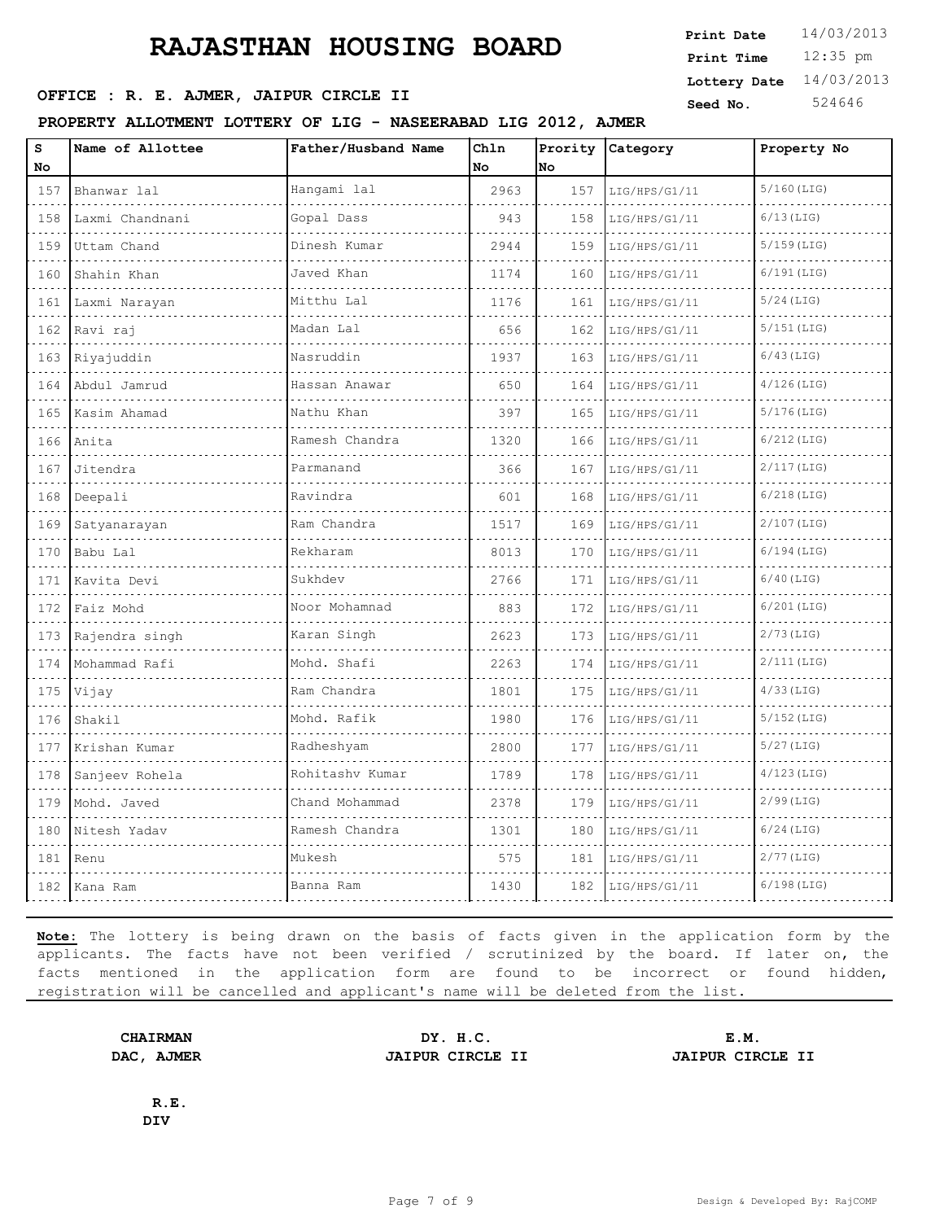# RAJASTHAN HOUSING BOARD

**Print Date** 14/03/2013
**Print Time** 12:35 pm
**Lottery Date** 14/03/2013
**Seed No.** 524646

**OFFICE : R. E. AJMER, JAIPUR CIRCLE II**

**PROPERTY ALLOTMENT LOTTERY OF LIG - NASEERABAD LIG 2012, AJMER**

| S No | Name of Allottee | Father/Husband Name | Chln No | Prority No | Category | Property No |
|---|---|---|---|---|---|---|
| 157 | Bhanwar lal | Hangami lal | 2963 | 157 | LIG/HPS/G1/11 | 5/160(LIG) |
| 158 | Laxmi Chandnani | Gopal Dass | 943 | 158 | LIG/HPS/G1/11 | 6/13(LIG) |
| 159 | Uttam Chand | Dinesh Kumar | 2944 | 159 | LIG/HPS/G1/11 | 5/159(LIG) |
| 160 | Shahin Khan | Javed Khan | 1174 | 160 | LIG/HPS/G1/11 | 6/191(LIG) |
| 161 | Laxmi Narayan | Mitthu Lal | 1176 | 161 | LIG/HPS/G1/11 | 5/24(LIG) |
| 162 | Ravi raj | Madan Lal | 656 | 162 | LIG/HPS/G1/11 | 5/151(LIG) |
| 163 | Riyajuddin | Nasruddin | 1937 | 163 | LIG/HPS/G1/11 | 6/43(LIG) |
| 164 | Abdul Jamrud | Hassan Anawar | 650 | 164 | LIG/HPS/G1/11 | 4/126(LIG) |
| 165 | Kasim Ahamad | Nathu Khan | 397 | 165 | LIG/HPS/G1/11 | 5/176(LIG) |
| 166 | Anita | Ramesh Chandra | 1320 | 166 | LIG/HPS/G1/11 | 6/212(LIG) |
| 167 | Jitendra | Parmanand | 366 | 167 | LIG/HPS/G1/11 | 2/117(LIG) |
| 168 | Deepali | Ravindra | 601 | 168 | LIG/HPS/G1/11 | 6/218(LIG) |
| 169 | Satyanarayan | Ram Chandra | 1517 | 169 | LIG/HPS/G1/11 | 2/107(LIG) |
| 170 | Babu Lal | Rekharam | 8013 | 170 | LIG/HPS/G1/11 | 6/194(LIG) |
| 171 | Kavita Devi | Sukhdev | 2766 | 171 | LIG/HPS/G1/11 | 6/40(LIG) |
| 172 | Faiz Mohd | Noor Mohamnad | 883 | 172 | LIG/HPS/G1/11 | 6/201(LIG) |
| 173 | Rajendra singh | Karan Singh | 2623 | 173 | LIG/HPS/G1/11 | 2/73(LIG) |
| 174 | Mohammad Rafi | Mohd. Shafi | 2263 | 174 | LIG/HPS/G1/11 | 2/111(LIG) |
| 175 | Vijay | Ram Chandra | 1801 | 175 | LIG/HPS/G1/11 | 4/33(LIG) |
| 176 | Shakil | Mohd. Rafik | 1980 | 176 | LIG/HPS/G1/11 | 5/152(LIG) |
| 177 | Krishan Kumar | Radheshyam | 2800 | 177 | LIG/HPS/G1/11 | 5/27(LIG) |
| 178 | Sanjeev Rohela | Rohitashv Kumar | 1789 | 178 | LIG/HPS/G1/11 | 4/123(LIG) |
| 179 | Mohd. Javed | Chand Mohammad | 2378 | 179 | LIG/HPS/G1/11 | 2/99(LIG) |
| 180 | Nitesh Yadav | Ramesh Chandra | 1301 | 180 | LIG/HPS/G1/11 | 6/24(LIG) |
| 181 | Renu | Mukesh | 575 | 181 | LIG/HPS/G1/11 | 2/77(LIG) |
| 182 | Kana Ram | Banna Ram | 1430 | 182 | LIG/HPS/G1/11 | 6/198(LIG) |

**Note:** The lottery is being drawn on the basis of facts given in the application form by the applicants. The facts have not been verified / scrutinized by the board. If later on, the facts mentioned in the application form are found to be incorrect or found hidden, registration will be cancelled and applicant's name will be deleted from the list.

**CHAIRMAN**
**DAC, AJMER**

**DY. H.C.**
**JAIPUR CIRCLE II**

**E.M.**
**JAIPUR CIRCLE II**

**R.E.**
**DIV**

Design & Developed By: RajCOMP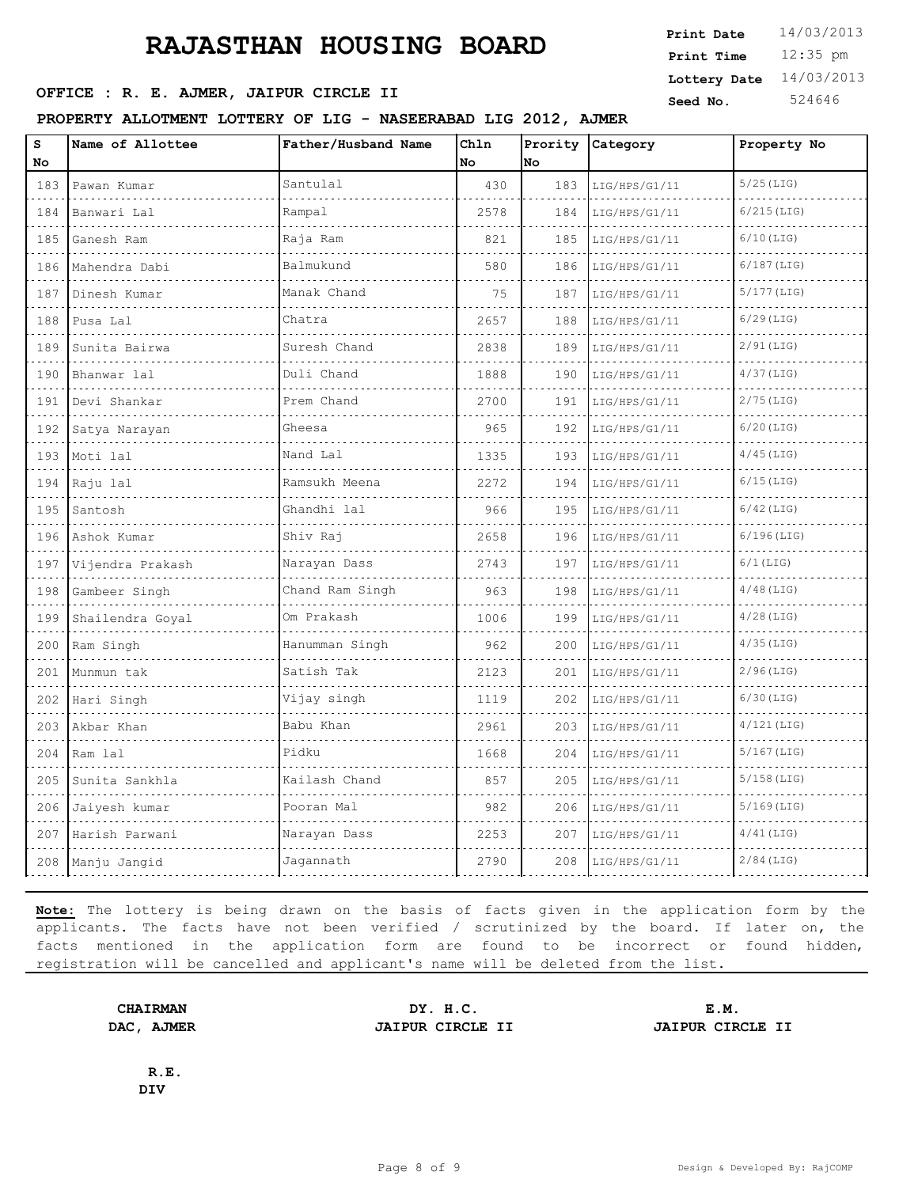# RAJASTHAN HOUSING BOARD

**Print Date** 14/03/2013
**Print Time** 12:35 pm
**Lottery Date** 14/03/2013
**Seed No.** 524646

**OFFICE : R. E. AJMER, JAIPUR CIRCLE II**

**PROPERTY ALLOTMENT LOTTERY OF LIG - NASEERABAD LIG 2012, AJMER**

| S No | Name of Allottee | Father/Husband Name | Chln No | Prority No | Category | Property No |
|---|---|---|---|---|---|---|
| 183 | Pawan Kumar | Santulal | 430 | 183 | LIG/HPS/G1/11 | 5/25(LIG) |
| 184 | Banwari Lal | Rampal | 2578 | 184 | LIG/HPS/G1/11 | 6/215(LIG) |
| 185 | Ganesh Ram | Raja Ram | 821 | 185 | LIG/HPS/G1/11 | 6/10(LIG) |
| 186 | Mahendra Dabi | Balmukund | 580 | 186 | LIG/HPS/G1/11 | 6/187(LIG) |
| 187 | Dinesh Kumar | Manak Chand | 75 | 187 | LIG/HPS/G1/11 | 5/177(LIG) |
| 188 | Pusa Lal | Chatra | 2657 | 188 | LIG/HPS/G1/11 | 6/29(LIG) |
| 189 | Sunita Bairwa | Suresh Chand | 2838 | 189 | LIG/HPS/G1/11 | 2/91(LIG) |
| 190 | Bhanwar lal | Duli Chand | 1888 | 190 | LIG/HPS/G1/11 | 4/37(LIG) |
| 191 | Devi Shankar | Prem Chand | 2700 | 191 | LIG/HPS/G1/11 | 2/75(LIG) |
| 192 | Satya Narayan | Gheesa | 965 | 192 | LIG/HPS/G1/11 | 6/20(LIG) |
| 193 | Moti lal | Nand Lal | 1335 | 193 | LIG/HPS/G1/11 | 4/45(LIG) |
| 194 | Raju lal | Ramsukh Meena | 2272 | 194 | LIG/HPS/G1/11 | 6/15(LIG) |
| 195 | Santosh | Ghandhi lal | 966 | 195 | LIG/HPS/G1/11 | 6/42(LIG) |
| 196 | Ashok Kumar | Shiv Raj | 2658 | 196 | LIG/HPS/G1/11 | 6/196(LIG) |
| 197 | Vijendra Prakash | Narayan Dass | 2743 | 197 | LIG/HPS/G1/11 | 6/1(LIG) |
| 198 | Gambeer Singh | Chand Ram Singh | 963 | 198 | LIG/HPS/G1/11 | 4/48(LIG) |
| 199 | Shailendra Goyal | Om Prakash | 1006 | 199 | LIG/HPS/G1/11 | 4/28(LIG) |
| 200 | Ram Singh | Hanumman Singh | 962 | 200 | LIG/HPS/G1/11 | 4/35(LIG) |
| 201 | Munmun tak | Satish Tak | 2123 | 201 | LIG/HPS/G1/11 | 2/96(LIG) |
| 202 | Hari Singh | Vijay singh | 1119 | 202 | LIG/HPS/G1/11 | 6/30(LIG) |
| 203 | Akbar Khan | Babu Khan | 2961 | 203 | LIG/HPS/G1/11 | 4/121(LIG) |
| 204 | Ram lal | Pidku | 1668 | 204 | LIG/HPS/G1/11 | 5/167(LIG) |
| 205 | Sunita Sankhla | Kailash Chand | 857 | 205 | LIG/HPS/G1/11 | 5/158(LIG) |
| 206 | Jaiyesh kumar | Pooran Mal | 982 | 206 | LIG/HPS/G1/11 | 5/169(LIG) |
| 207 | Harish Parwani | Narayan Dass | 2253 | 207 | LIG/HPS/G1/11 | 4/41(LIG) |
| 208 | Manju Jangid | Jagannath | 2790 | 208 | LIG/HPS/G1/11 | 2/84(LIG) |

**Note:** The lottery is being drawn on the basis of facts given in the application form by the applicants. The facts have not been verified / scrutinized by the board. If later on, the facts mentioned in the application form are found to be incorrect or found hidden, registration will be cancelled and applicant's name will be deleted from the list.

**CHAIRMAN**
**DAC, AJMER**

**DY. H.C.**
**JAIPUR CIRCLE II**

**E.M.**
**JAIPUR CIRCLE II**

**R.E.**
**DIV**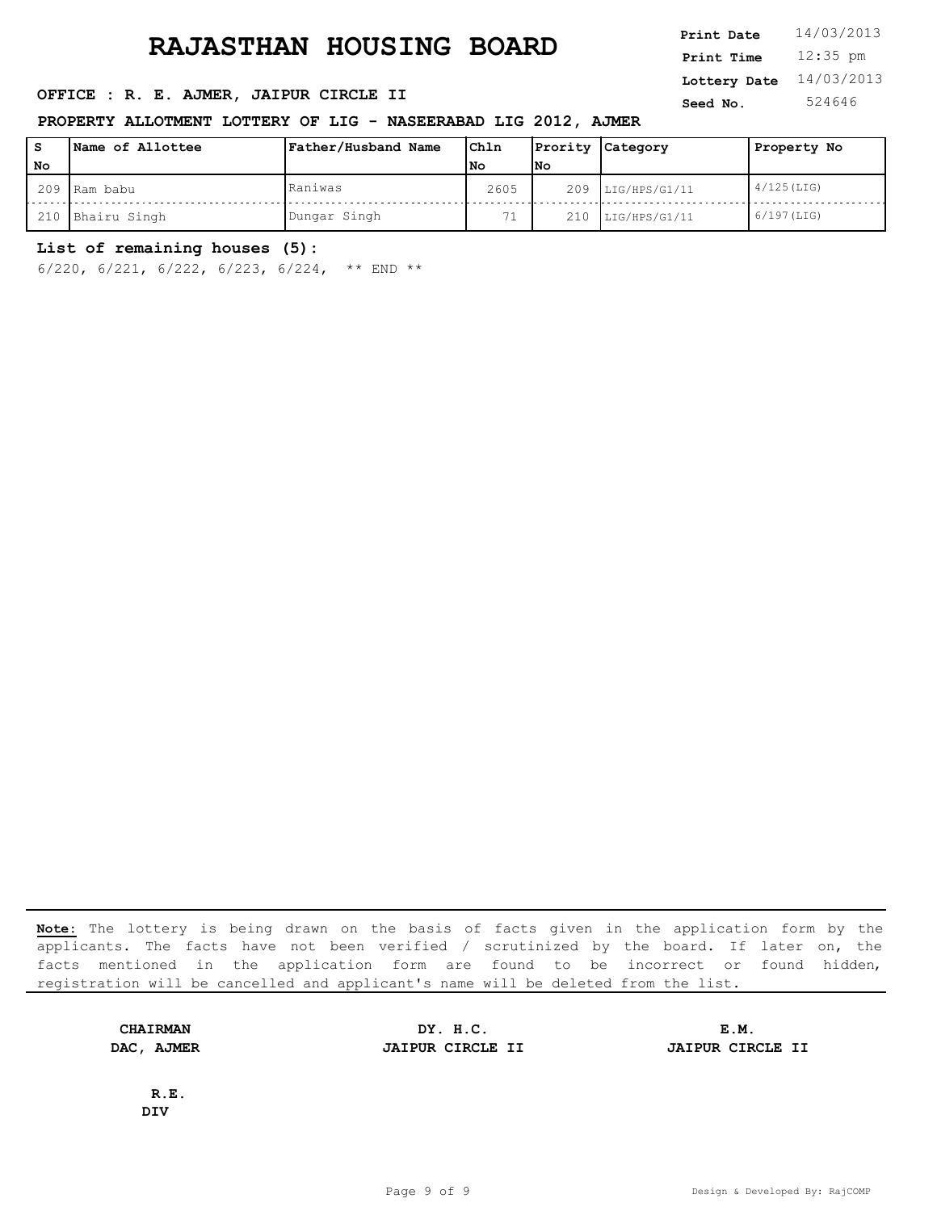# RAJASTHAN HOUSING BOARD

**Print Date** 14/03/2013
**Print Time** 12:35 pm
**Lottery Date** 14/03/2013
**Seed No.** 524646

**OFFICE : R. E. AJMER, JAIPUR CIRCLE II**

**PROPERTY ALLOTMENT LOTTERY OF LIG - NASEERABAD LIG 2012, AJMER**

| S No | Name of Allottee | Father/Husband Name | Chln No | Prority No | Category | Property No |
|---|---|---|---|---|---|---|
| 209 | Ram babu | Raniwas | 2605 | 209 | LIG/HPS/G1/11 | 4/125(LIG) |
| 210 | Bhairu Singh | Dungar Singh | 71 | 210 | LIG/HPS/G1/11 | 6/197(LIG) |

**List of remaining houses (5):**

6/220, 6/221, 6/222, 6/223, 6/224, ** END **

**Note:** The lottery is being drawn on the basis of facts given in the application form by the applicants. The facts have not been verified / scrutinized by the board. If later on, the facts mentioned in the application form are found to be incorrect or found hidden, registration will be cancelled and applicant's name will be deleted from the list.

**CHAIRMAN**
**DAC, AJMER**

**DY. H.C.**
**JAIPUR CIRCLE II**

**E.M.**
**JAIPUR CIRCLE II**

**R.E.**
**DIV**

Design & Developed By: RajCOMP